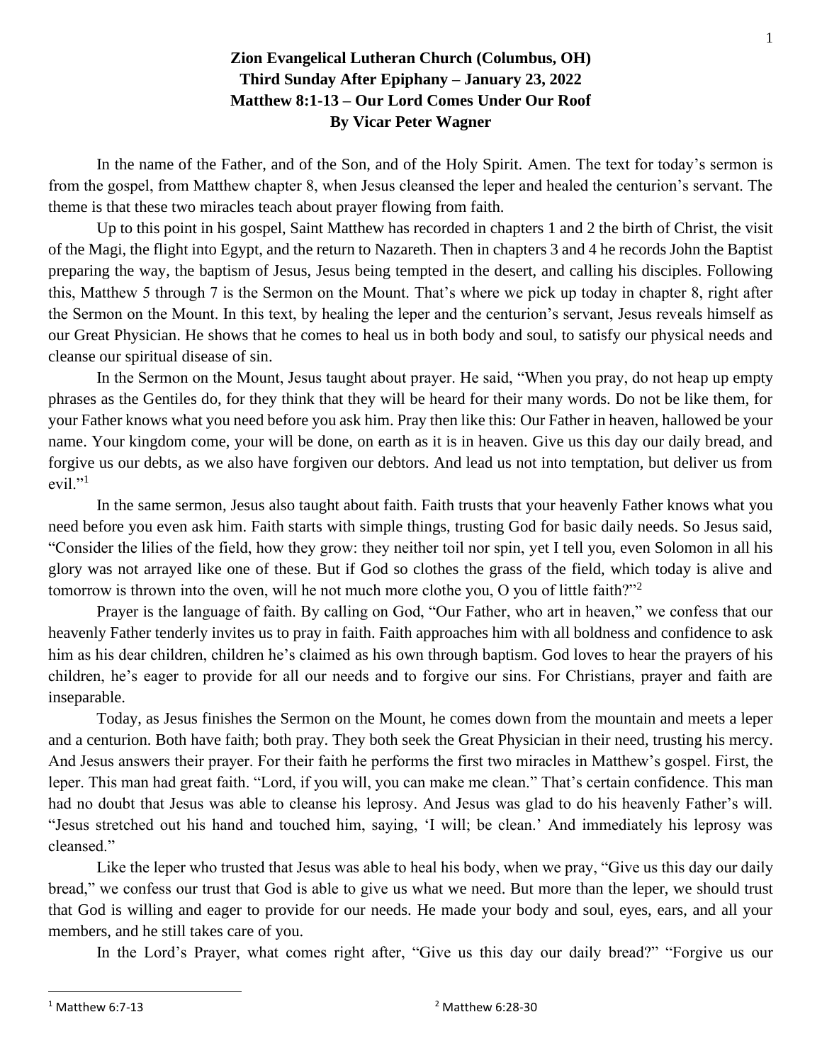**Zion Evangelical Lutheran Church (Columbus, OH)**
**Third Sunday After Epiphany – January 23, 2022**
**Matthew 8:1-13 – Our Lord Comes Under Our Roof**
**By Vicar Peter Wagner**

In the name of the Father, and of the Son, and of the Holy Spirit. Amen. The text for today's sermon is from the gospel, from Matthew chapter 8, when Jesus cleansed the leper and healed the centurion's servant. The theme is that these two miracles teach about prayer flowing from faith.

Up to this point in his gospel, Saint Matthew has recorded in chapters 1 and 2 the birth of Christ, the visit of the Magi, the flight into Egypt, and the return to Nazareth. Then in chapters 3 and 4 he records John the Baptist preparing the way, the baptism of Jesus, Jesus being tempted in the desert, and calling his disciples. Following this, Matthew 5 through 7 is the Sermon on the Mount. That's where we pick up today in chapter 8, right after the Sermon on the Mount. In this text, by healing the leper and the centurion's servant, Jesus reveals himself as our Great Physician. He shows that he comes to heal us in both body and soul, to satisfy our physical needs and cleanse our spiritual disease of sin.

In the Sermon on the Mount, Jesus taught about prayer. He said, "When you pray, do not heap up empty phrases as the Gentiles do, for they think that they will be heard for their many words. Do not be like them, for your Father knows what you need before you ask him. Pray then like this: Our Father in heaven, hallowed be your name. Your kingdom come, your will be done, on earth as it is in heaven. Give us this day our daily bread, and forgive us our debts, as we also have forgiven our debtors. And lead us not into temptation, but deliver us from evil."[1]

In the same sermon, Jesus also taught about faith. Faith trusts that your heavenly Father knows what you need before you even ask him. Faith starts with simple things, trusting God for basic daily needs. So Jesus said, "Consider the lilies of the field, how they grow: they neither toil nor spin, yet I tell you, even Solomon in all his glory was not arrayed like one of these. But if God so clothes the grass of the field, which today is alive and tomorrow is thrown into the oven, will he not much more clothe you, O you of little faith?"[2]

Prayer is the language of faith. By calling on God, "Our Father, who art in heaven," we confess that our heavenly Father tenderly invites us to pray in faith. Faith approaches him with all boldness and confidence to ask him as his dear children, children he's claimed as his own through baptism. God loves to hear the prayers of his children, he's eager to provide for all our needs and to forgive our sins. For Christians, prayer and faith are inseparable.

Today, as Jesus finishes the Sermon on the Mount, he comes down from the mountain and meets a leper and a centurion. Both have faith; both pray. They both seek the Great Physician in their need, trusting his mercy. And Jesus answers their prayer. For their faith he performs the first two miracles in Matthew's gospel. First, the leper. This man had great faith. "Lord, if you will, you can make me clean." That's certain confidence. This man had no doubt that Jesus was able to cleanse his leprosy. And Jesus was glad to do his heavenly Father's will. "Jesus stretched out his hand and touched him, saying, 'I will; be clean.' And immediately his leprosy was cleansed."

Like the leper who trusted that Jesus was able to heal his body, when we pray, "Give us this day our daily bread," we confess our trust that God is able to give us what we need. But more than the leper, we should trust that God is willing and eager to provide for our needs. He made your body and soul, eyes, ears, and all your members, and he still takes care of you.

In the Lord's Prayer, what comes right after, "Give us this day our daily bread?" "Forgive us our

---

[1] Matthew 6:7-13

[2] Matthew 6:28-30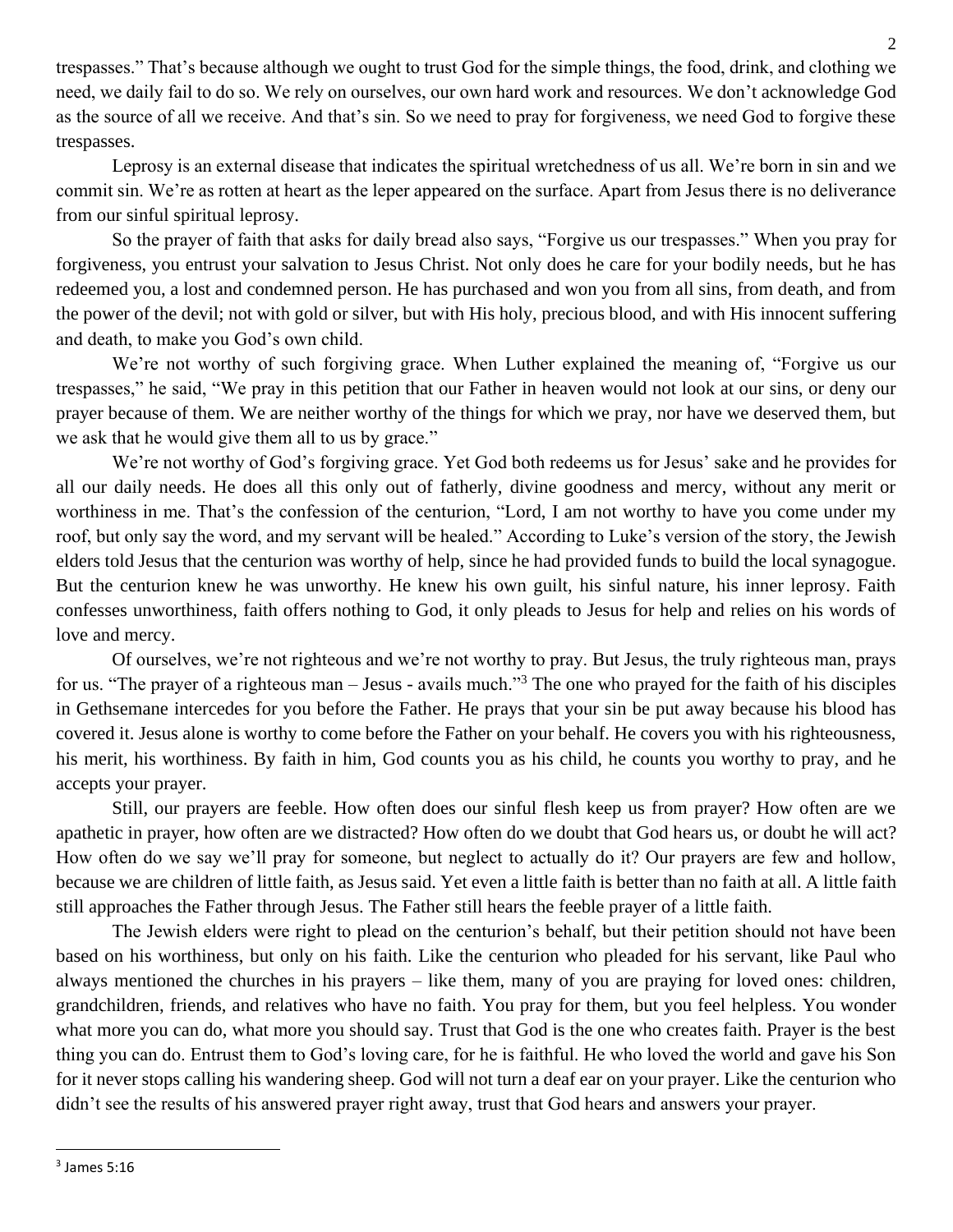trespasses." That's because although we ought to trust God for the simple things, the food, drink, and clothing we need, we daily fail to do so. We rely on ourselves, our own hard work and resources. We don't acknowledge God as the source of all we receive. And that's sin. So we need to pray for forgiveness, we need God to forgive these trespasses.

Leprosy is an external disease that indicates the spiritual wretchedness of us all. We're born in sin and we commit sin. We're as rotten at heart as the leper appeared on the surface. Apart from Jesus there is no deliverance from our sinful spiritual leprosy.

So the prayer of faith that asks for daily bread also says, "Forgive us our trespasses." When you pray for forgiveness, you entrust your salvation to Jesus Christ. Not only does he care for your bodily needs, but he has redeemed you, a lost and condemned person. He has purchased and won you from all sins, from death, and from the power of the devil; not with gold or silver, but with His holy, precious blood, and with His innocent suffering and death, to make you God's own child.

We're not worthy of such forgiving grace. When Luther explained the meaning of, "Forgive us our trespasses," he said, "We pray in this petition that our Father in heaven would not look at our sins, or deny our prayer because of them. We are neither worthy of the things for which we pray, nor have we deserved them, but we ask that he would give them all to us by grace."

We're not worthy of God's forgiving grace. Yet God both redeems us for Jesus' sake and he provides for all our daily needs. He does all this only out of fatherly, divine goodness and mercy, without any merit or worthiness in me. That's the confession of the centurion, "Lord, I am not worthy to have you come under my roof, but only say the word, and my servant will be healed." According to Luke's version of the story, the Jewish elders told Jesus that the centurion was worthy of help, since he had provided funds to build the local synagogue. But the centurion knew he was unworthy. He knew his own guilt, his sinful nature, his inner leprosy. Faith confesses unworthiness, faith offers nothing to God, it only pleads to Jesus for help and relies on his words of love and mercy.

Of ourselves, we're not righteous and we're not worthy to pray. But Jesus, the truly righteous man, prays for us. "The prayer of a righteous man – Jesus - avails much."[3] The one who prayed for the faith of his disciples in Gethsemane intercedes for you before the Father. He prays that your sin be put away because his blood has covered it. Jesus alone is worthy to come before the Father on your behalf. He covers you with his righteousness, his merit, his worthiness. By faith in him, God counts you as his child, he counts you worthy to pray, and he accepts your prayer.

Still, our prayers are feeble. How often does our sinful flesh keep us from prayer? How often are we apathetic in prayer, how often are we distracted? How often do we doubt that God hears us, or doubt he will act? How often do we say we'll pray for someone, but neglect to actually do it? Our prayers are few and hollow, because we are children of little faith, as Jesus said. Yet even a little faith is better than no faith at all. A little faith still approaches the Father through Jesus. The Father still hears the feeble prayer of a little faith.

The Jewish elders were right to plead on the centurion's behalf, but their petition should not have been based on his worthiness, but only on his faith. Like the centurion who pleaded for his servant, like Paul who always mentioned the churches in his prayers – like them, many of you are praying for loved ones: children, grandchildren, friends, and relatives who have no faith. You pray for them, but you feel helpless. You wonder what more you can do, what more you should say. Trust that God is the one who creates faith. Prayer is the best thing you can do. Entrust them to God's loving care, for he is faithful. He who loved the world and gave his Son for it never stops calling his wandering sheep. God will not turn a deaf ear on your prayer. Like the centurion who didn't see the results of his answered prayer right away, trust that God hears and answers your prayer.

---

[3] James 5:16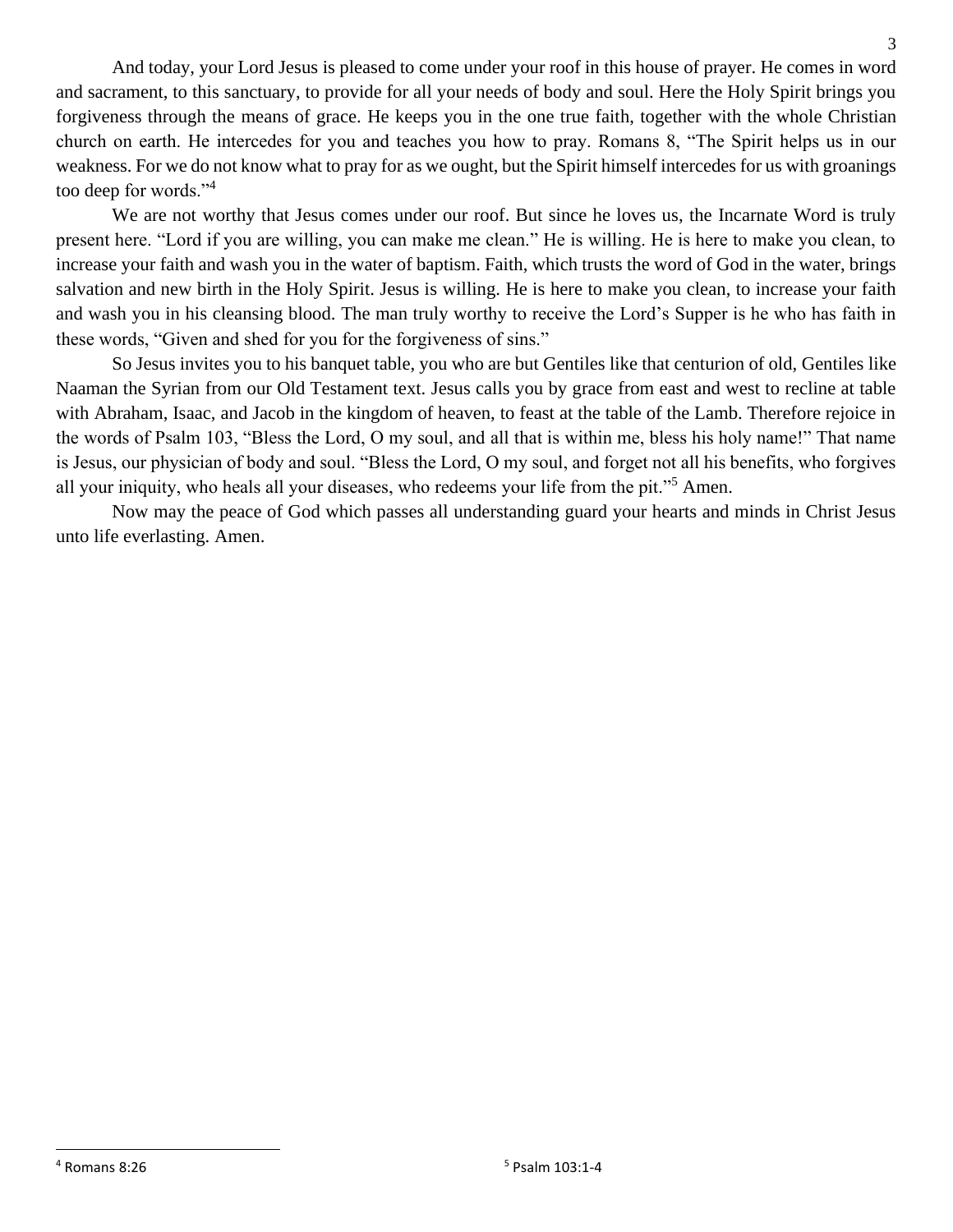And today, your Lord Jesus is pleased to come under your roof in this house of prayer. He comes in word and sacrament, to this sanctuary, to provide for all your needs of body and soul. Here the Holy Spirit brings you forgiveness through the means of grace. He keeps you in the one true faith, together with the whole Christian church on earth. He intercedes for you and teaches you how to pray. Romans 8, "The Spirit helps us in our weakness. For we do not know what to pray for as we ought, but the Spirit himself intercedes for us with groanings too deep for words."[4]

We are not worthy that Jesus comes under our roof. But since he loves us, the Incarnate Word is truly present here. "Lord if you are willing, you can make me clean." He is willing. He is here to make you clean, to increase your faith and wash you in the water of baptism. Faith, which trusts the word of God in the water, brings salvation and new birth in the Holy Spirit. Jesus is willing. He is here to make you clean, to increase your faith and wash you in his cleansing blood. The man truly worthy to receive the Lord's Supper is he who has faith in these words, "Given and shed for you for the forgiveness of sins."

So Jesus invites you to his banquet table, you who are but Gentiles like that centurion of old, Gentiles like Naaman the Syrian from our Old Testament text. Jesus calls you by grace from east and west to recline at table with Abraham, Isaac, and Jacob in the kingdom of heaven, to feast at the table of the Lamb. Therefore rejoice in the words of Psalm 103, "Bless the Lord, O my soul, and all that is within me, bless his holy name!" That name is Jesus, our physician of body and soul. "Bless the Lord, O my soul, and forget not all his benefits, who forgives all your iniquity, who heals all your diseases, who redeems your life from the pit."[5] Amen.

Now may the peace of God which passes all understanding guard your hearts and minds in Christ Jesus unto life everlasting. Amen.

---

[4] Romans 8:26

[5] Psalm 103:1-4